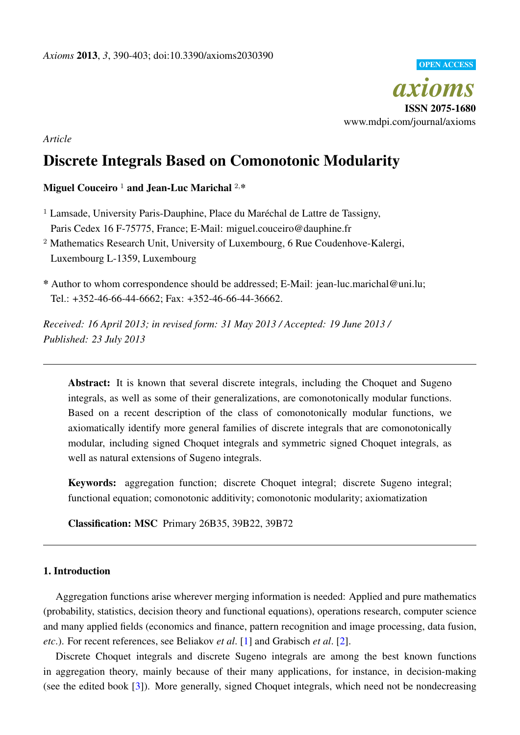*Axioms* **2013**, *3*, 390-403; doi:10.3390/axioms2030390

OPEN ACCESS

*axioms*

**ISSN 2075-1680**

www.mdpi.com/journal/axioms

*Article*

# Discrete Integrals Based on Comonotonic Modularity

**Miguel Couceiro** [1] **and Jean-Luc Marichal** [2,*]

[1] Lamsade, University Paris-Dauphine, Place du Maréchal de Lattre de Tassigny, Paris Cedex 16 F-75775, France; E-Mail: miguel.couceiro@dauphine.fr

[2] Mathematics Research Unit, University of Luxembourg, 6 Rue Coudenhove-Kalergi, Luxembourg L-1359, Luxembourg

\* Author to whom correspondence should be addressed; E-Mail: jean-luc.marichal@uni.lu; Tel.: +352-46-66-44-6662; Fax: +352-46-66-44-36662.

*Received: 16 April 2013; in revised form: 31 May 2013 / Accepted: 19 June 2013 / Published: 23 July 2013*

---

**Abstract:** It is known that several discrete integrals, including the Choquet and Sugeno integrals, as well as some of their generalizations, are comonotonically modular functions. Based on a recent description of the class of comonotonically modular functions, we axiomatically identify more general families of discrete integrals that are comonotonically modular, including signed Choquet integrals and symmetric signed Choquet integrals, as well as natural extensions of Sugeno integrals.

**Keywords:** aggregation function; discrete Choquet integral; discrete Sugeno integral; functional equation; comonotonic additivity; comonotonic modularity; axiomatization

**Classification: MSC** Primary 26B35, 39B22, 39B72

---

## 1. Introduction

Aggregation functions arise wherever merging information is needed: Applied and pure mathematics (probability, statistics, decision theory and functional equations), operations research, computer science and many applied fields (economics and finance, pattern recognition and image processing, data fusion, *etc.*). For recent references, see Beliakov *et al*. [1] and Grabisch *et al*. [2].

Discrete Choquet integrals and discrete Sugeno integrals are among the best known functions in aggregation theory, mainly because of their many applications, for instance, in decision-making (see the edited book [3]). More generally, signed Choquet integrals, which need not be nondecreasing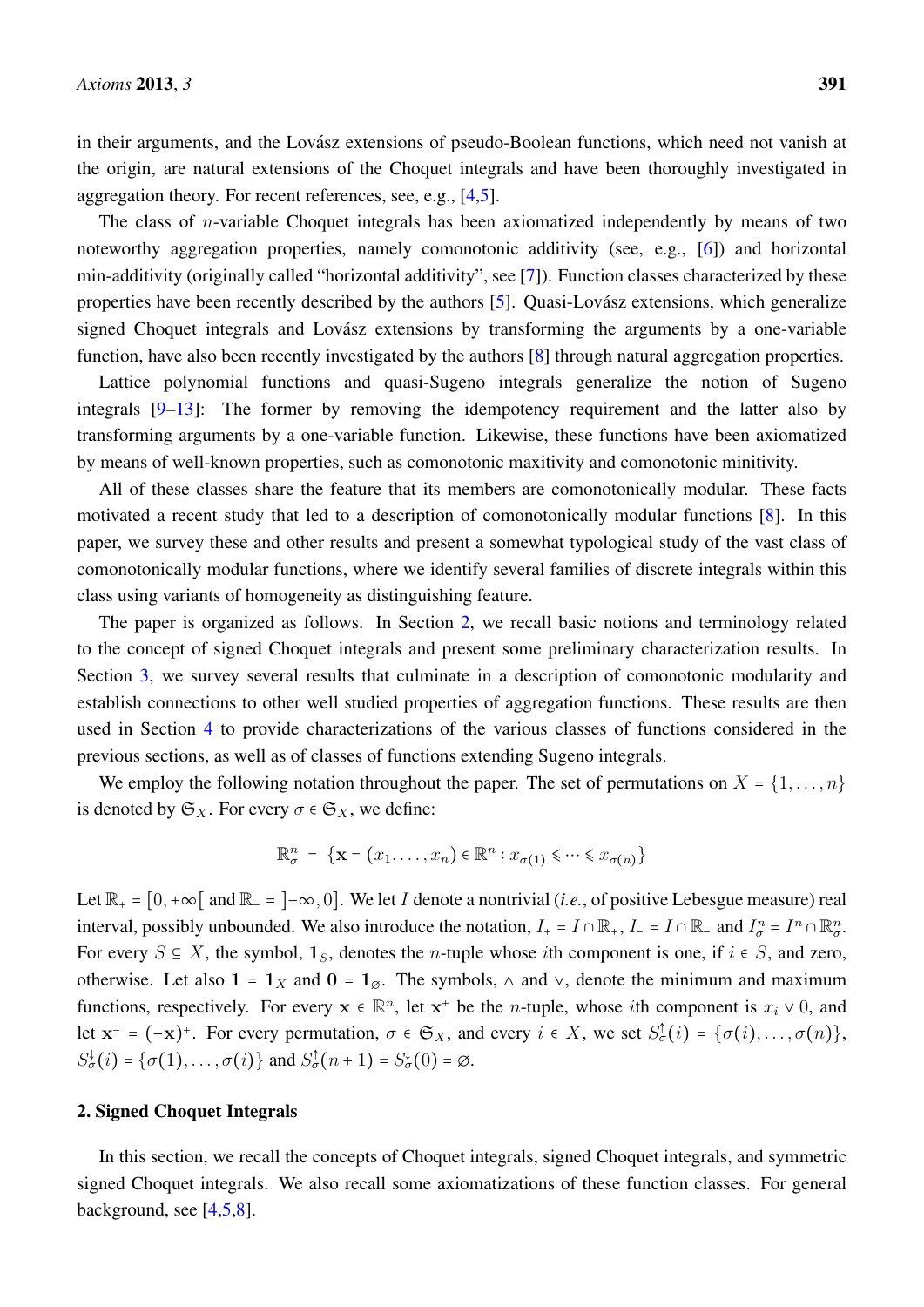in their arguments, and the Lovász extensions of pseudo-Boolean functions, which need not vanish at the origin, are natural extensions of the Choquet integrals and have been thoroughly investigated in aggregation theory. For recent references, see, e.g., [4,5].

The class of $n$-variable Choquet integrals has been axiomatized independently by means of two noteworthy aggregation properties, namely comonotonic additivity (see, e.g., [6]) and horizontal min-additivity (originally called "horizontal additivity", see [7]). Function classes characterized by these properties have been recently described by the authors [5]. Quasi-Lovász extensions, which generalize signed Choquet integrals and Lovász extensions by transforming the arguments by a one-variable function, have also been recently investigated by the authors [8] through natural aggregation properties.

Lattice polynomial functions and quasi-Sugeno integrals generalize the notion of Sugeno integrals [9–13]: The former by removing the idempotency requirement and the latter also by transforming arguments by a one-variable function. Likewise, these functions have been axiomatized by means of well-known properties, such as comonotonic maxitivity and comonotonic minitivity.

All of these classes share the feature that its members are comonotonically modular. These facts motivated a recent study that led to a description of comonotonically modular functions [8]. In this paper, we survey these and other results and present a somewhat typological study of the vast class of comonotonically modular functions, where we identify several families of discrete integrals within this class using variants of homogeneity as distinguishing feature.

The paper is organized as follows. In Section 2, we recall basic notions and terminology related to the concept of signed Choquet integrals and present some preliminary characterization results. In Section 3, we survey several results that culminate in a description of comonotonic modularity and establish connections to other well studied properties of aggregation functions. These results are then used in Section 4 to provide characterizations of the various classes of functions considered in the previous sections, as well as of classes of functions extending Sugeno integrals.

We employ the following notation throughout the paper. The set of permutations on $X = \{1, \ldots, n\}$ is denoted by $\mathfrak{S}_X$. For every $\sigma \in \mathfrak{S}_X$, we define:

$$\mathbb{R}^n_\sigma = \{\mathbf{x} = (x_1, \ldots, x_n) \in \mathbb{R}^n : x_{\sigma(1)} \leqslant \cdots \leqslant x_{\sigma(n)}\}$$

Let $\mathbb{R}_+ = [0, +\infty[$ and $\mathbb{R}_- = ]-\infty, 0]$. We let $I$ denote a nontrivial (*i.e.*, of positive Lebesgue measure) real interval, possibly unbounded. We also introduce the notation, $I_+ = I \cap \mathbb{R}_+$, $I_- = I \cap \mathbb{R}_-$ and $I^n_\sigma = I^n \cap \mathbb{R}^n_\sigma$. For every $S \subseteq X$, the symbol, $\mathbf{1}_S$, denotes the $n$-tuple whose $i$th component is one, if $i \in S$, and zero, otherwise. Let also $\mathbf{1} = \mathbf{1}_X$ and $\mathbf{0} = \mathbf{1}_\varnothing$. The symbols, $\wedge$ and $\vee$, denote the minimum and maximum functions, respectively. For every $\mathbf{x} \in \mathbb{R}^n$, let $\mathbf{x}^+$ be the $n$-tuple, whose $i$th component is $x_i \vee 0$, and let $\mathbf{x}^- = (-\mathbf{x})^+$. For every permutation, $\sigma \in \mathfrak{S}_X$, and every $i \in X$, we set $S^{\uparrow}_\sigma(i) = \{\sigma(i), \ldots, \sigma(n)\}$, $S^{\downarrow}_\sigma(i) = \{\sigma(1), \ldots, \sigma(i)\}$ and $S^{\uparrow}_\sigma(n+1) = S^{\downarrow}_\sigma(0) = \varnothing$.

## 2. Signed Choquet Integrals

In this section, we recall the concepts of Choquet integrals, signed Choquet integrals, and symmetric signed Choquet integrals. We also recall some axiomatizations of these function classes. For general background, see [4,5,8].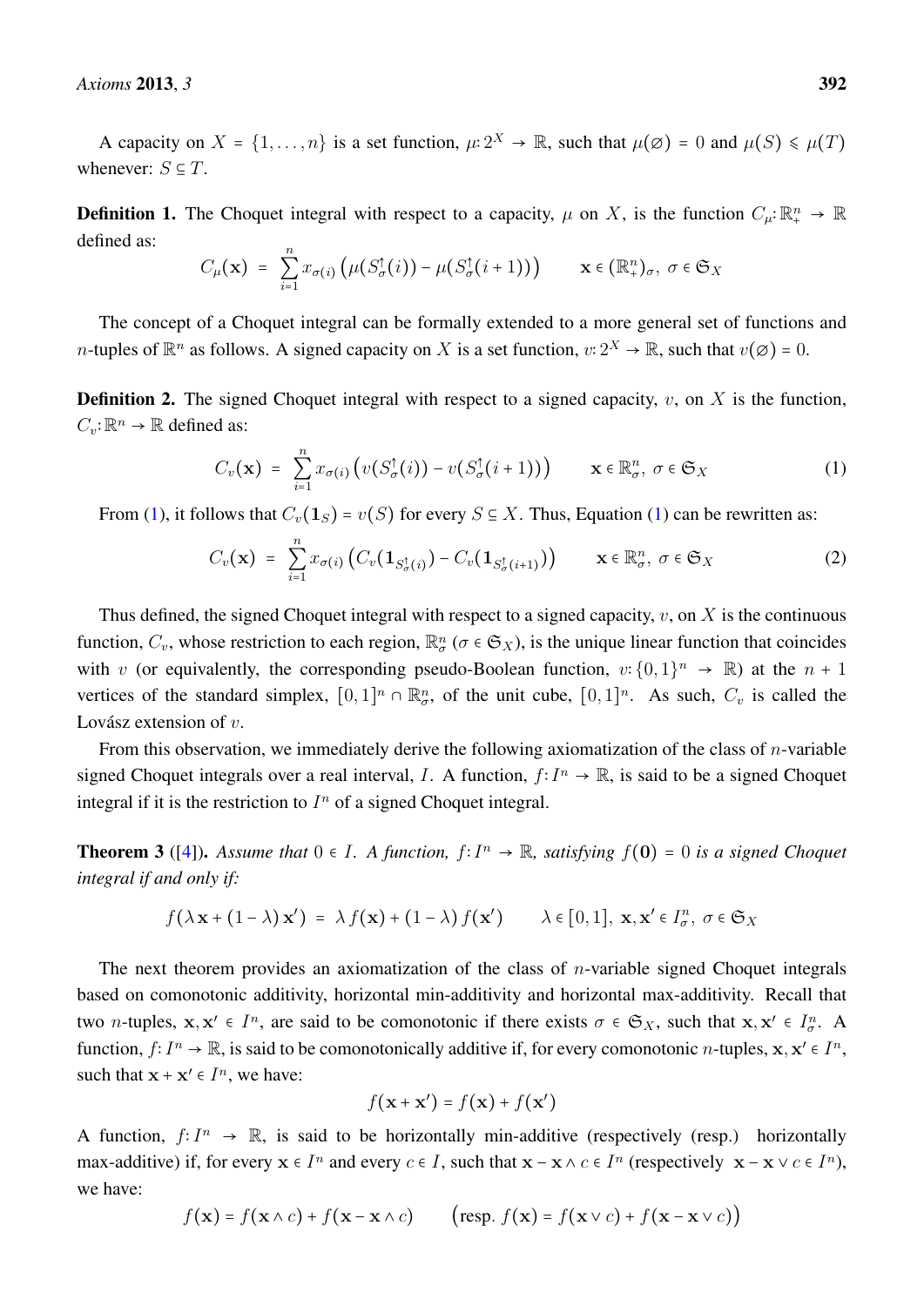A capacity on $X = \{1, \dots, n\}$ is a set function, $\mu: 2^X \to \mathbb{R}$, such that $\mu(\varnothing) = 0$ and $\mu(S) \leqslant \mu(T)$ whenever: $S \subseteq T$.

**Definition 1.** The Choquet integral with respect to a capacity, $\mu$ on $X$, is the function $C_\mu: \mathbb{R}^n_+ \to \mathbb{R}$ defined as:

$$C_\mu(\mathbf{x}) = \sum_{i=1}^{n} x_{\sigma(i)} \left(\mu(S^{\uparrow}_\sigma(i)) - \mu(S^{\uparrow}_\sigma(i+1))\right) \qquad \mathbf{x} \in (\mathbb{R}^n_+)_\sigma,\ \sigma \in \mathfrak{S}_X$$

The concept of a Choquet integral can be formally extended to a more general set of functions and $n$-tuples of $\mathbb{R}^n$ as follows. A signed capacity on $X$ is a set function, $v: 2^X \to \mathbb{R}$, such that $v(\varnothing) = 0$.

**Definition 2.** The signed Choquet integral with respect to a signed capacity, $v$, on $X$ is the function, $C_v: \mathbb{R}^n \to \mathbb{R}$ defined as:

$$C_v(\mathbf{x}) = \sum_{i=1}^{n} x_{\sigma(i)} \left(v(S^{\uparrow}_\sigma(i)) - v(S^{\uparrow}_\sigma(i+1))\right) \qquad \mathbf{x} \in \mathbb{R}^n_\sigma,\ \sigma \in \mathfrak{S}_X \tag{1}$$

From (1), it follows that $C_v(\mathbf{1}_S) = v(S)$ for every $S \subseteq X$. Thus, Equation (1) can be rewritten as:

$$C_v(\mathbf{x}) = \sum_{i=1}^{n} x_{\sigma(i)} \left(C_v(\mathbf{1}_{S^{\uparrow}_\sigma(i)}) - C_v(\mathbf{1}_{S^{\uparrow}_\sigma(i+1)})\right) \qquad \mathbf{x} \in \mathbb{R}^n_\sigma,\ \sigma \in \mathfrak{S}_X \tag{2}$$

Thus defined, the signed Choquet integral with respect to a signed capacity, $v$, on $X$ is the continuous function, $C_v$, whose restriction to each region, $\mathbb{R}^n_\sigma$ ($\sigma \in \mathfrak{S}_X$), is the unique linear function that coincides with $v$ (or equivalently, the corresponding pseudo-Boolean function, $v: \{0,1\}^n \to \mathbb{R}$) at the $n+1$ vertices of the standard simplex, $[0,1]^n \cap \mathbb{R}^n_\sigma$, of the unit cube, $[0,1]^n$. As such, $C_v$ is called the Lovász extension of $v$.

From this observation, we immediately derive the following axiomatization of the class of $n$-variable signed Choquet integrals over a real interval, $I$. A function, $f: I^n \to \mathbb{R}$, is said to be a signed Choquet integral if it is the restriction to $I^n$ of a signed Choquet integral.

**Theorem 3** ([4]). *Assume that $0 \in I$. A function, $f: I^n \to \mathbb{R}$, satisfying $f(\mathbf{0}) = 0$ is a signed Choquet integral if and only if:*

$$f(\lambda\,\mathbf{x} + (1-\lambda)\,\mathbf{x}') = \lambda\, f(\mathbf{x}) + (1-\lambda)\, f(\mathbf{x}') \qquad \lambda \in [0,1],\ \mathbf{x}, \mathbf{x}' \in I^n_\sigma,\ \sigma \in \mathfrak{S}_X$$

The next theorem provides an axiomatization of the class of $n$-variable signed Choquet integrals based on comonotonic additivity, horizontal min-additivity and horizontal max-additivity. Recall that two $n$-tuples, $\mathbf{x}, \mathbf{x}' \in I^n$, are said to be comonotonic if there exists $\sigma \in \mathfrak{S}_X$, such that $\mathbf{x}, \mathbf{x}' \in I^n_\sigma$. A function, $f: I^n \to \mathbb{R}$, is said to be comonotonically additive if, for every comonotonic $n$-tuples, $\mathbf{x}, \mathbf{x}' \in I^n$, such that $\mathbf{x} + \mathbf{x}' \in I^n$, we have:

$$f(\mathbf{x} + \mathbf{x}') = f(\mathbf{x}) + f(\mathbf{x}')$$

A function, $f: I^n \to \mathbb{R}$, is said to be horizontally min-additive (respectively (resp.) horizontally max-additive) if, for every $\mathbf{x} \in I^n$ and every $c \in I$, such that $\mathbf{x} - \mathbf{x} \wedge c \in I^n$ (respectively $\mathbf{x} - \mathbf{x} \vee c \in I^n$), we have:

$$f(\mathbf{x}) = f(\mathbf{x} \wedge c) + f(\mathbf{x} - \mathbf{x} \wedge c) \qquad \big(\text{resp. } f(\mathbf{x}) = f(\mathbf{x} \vee c) + f(\mathbf{x} - \mathbf{x} \vee c)\big)$$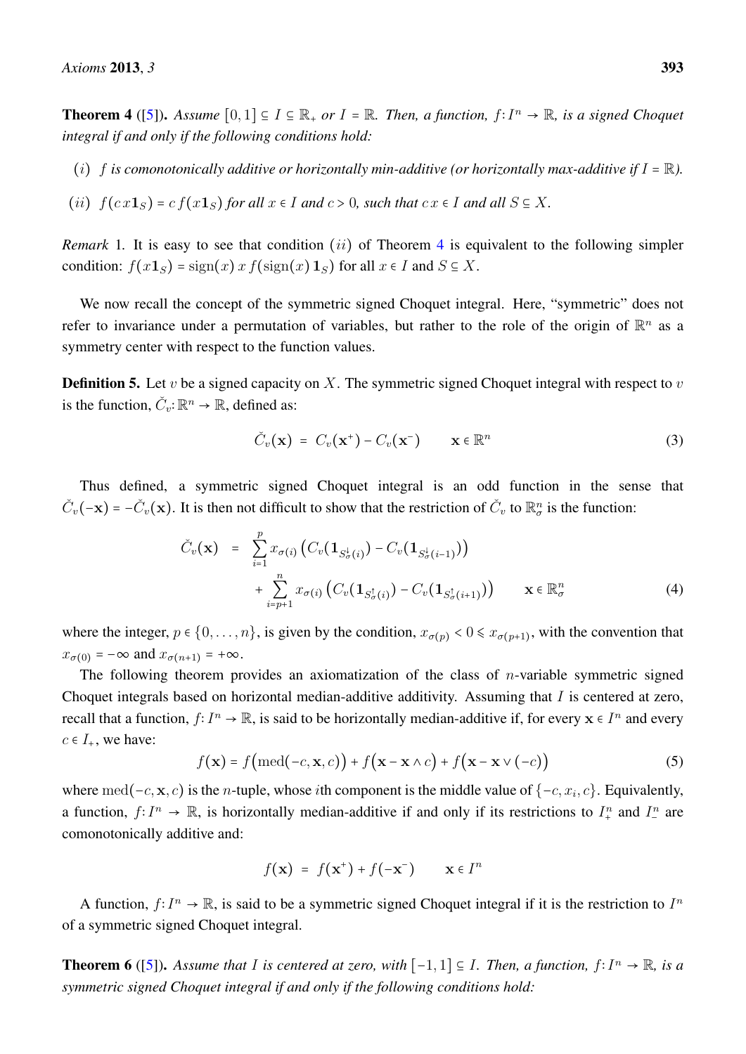**Theorem 4** ([5]). *Assume $[0,1] \subseteq I \subseteq \mathbb{R}_+$ or $I = \mathbb{R}$. Then, a function, $f\colon I^n \to \mathbb{R}$, is a signed Choquet integral if and only if the following conditions hold:*

$(i)$ *$f$ is comonotonically additive or horizontally min-additive (or horizontally max-additive if $I = \mathbb{R}$).*

$(ii)$ *$f(c\,x\mathbf{1}_S) = c\,f(x\mathbf{1}_S)$ for all $x \in I$ and $c > 0$, such that $c\,x \in I$ and all $S \subseteq X$.*

*Remark* 1. It is easy to see that condition $(ii)$ of Theorem 4 is equivalent to the following simpler condition: $f(x\mathbf{1}_S) = \operatorname{sign}(x)\,x\,f(\operatorname{sign}(x)\,\mathbf{1}_S)$ for all $x \in I$ and $S \subseteq X$.

We now recall the concept of the symmetric signed Choquet integral. Here, "symmetric" does not refer to invariance under a permutation of variables, but rather to the role of the origin of $\mathbb{R}^n$ as a symmetry center with respect to the function values.

**Definition 5.** Let $v$ be a signed capacity on $X$. The symmetric signed Choquet integral with respect to $v$ is the function, $\check{C}_v\colon \mathbb{R}^n \to \mathbb{R}$, defined as:

$$\check{C}_v(\mathbf{x}) = C_v(\mathbf{x}^+) - C_v(\mathbf{x}^-) \qquad \mathbf{x} \in \mathbb{R}^n \tag{3}$$

Thus defined, a symmetric signed Choquet integral is an odd function in the sense that $\check{C}_v(-\mathbf{x}) = -\check{C}_v(\mathbf{x})$. It is then not difficult to show that the restriction of $\check{C}_v$ to $\mathbb{R}^n_\sigma$ is the function:

$$\begin{aligned}\check{C}_v(\mathbf{x}) &= \sum_{i=1}^{p} x_{\sigma(i)}\left(C_v(\mathbf{1}_{S^{\downarrow}_{\sigma}(i)}) - C_v(\mathbf{1}_{S^{\downarrow}_{\sigma}(i-1)})\right) \\ &\quad + \sum_{i=p+1}^{n} x_{\sigma(i)}\left(C_v(\mathbf{1}_{S^{\uparrow}_{\sigma}(i)}) - C_v(\mathbf{1}_{S^{\uparrow}_{\sigma}(i+1)})\right) \qquad \mathbf{x} \in \mathbb{R}^n_\sigma\end{aligned} \tag{4}$$

where the integer, $p \in \{0,\ldots,n\}$, is given by the condition, $x_{\sigma(p)} < 0 \leqslant x_{\sigma(p+1)}$, with the convention that $x_{\sigma(0)} = -\infty$ and $x_{\sigma(n+1)} = +\infty$.

The following theorem provides an axiomatization of the class of $n$-variable symmetric signed Choquet integrals based on horizontal median-additive additivity. Assuming that $I$ is centered at zero, recall that a function, $f\colon I^n \to \mathbb{R}$, is said to be horizontally median-additive if, for every $\mathbf{x} \in I^n$ and every $c \in I_+$, we have:

$$f(\mathbf{x}) = f\big(\operatorname{med}(-c,\mathbf{x},c)\big) + f\big(\mathbf{x} - \mathbf{x} \wedge c\big) + f\big(\mathbf{x} - \mathbf{x} \vee (-c)\big) \tag{5}$$

where $\operatorname{med}(-c,\mathbf{x},c)$ is the $n$-tuple, whose $i$th component is the middle value of $\{-c, x_i, c\}$. Equivalently, a function, $f\colon I^n \to \mathbb{R}$, is horizontally median-additive if and only if its restrictions to $I^n_+$ and $I^n_-$ are comonotonically additive and:

$$f(\mathbf{x}) = f(\mathbf{x}^+) + f(-\mathbf{x}^-) \qquad \mathbf{x} \in I^n$$

A function, $f\colon I^n \to \mathbb{R}$, is said to be a symmetric signed Choquet integral if it is the restriction to $I^n$ of a symmetric signed Choquet integral.

**Theorem 6** ([5]). *Assume that $I$ is centered at zero, with $[-1,1] \subseteq I$. Then, a function, $f\colon I^n \to \mathbb{R}$, is a symmetric signed Choquet integral if and only if the following conditions hold:*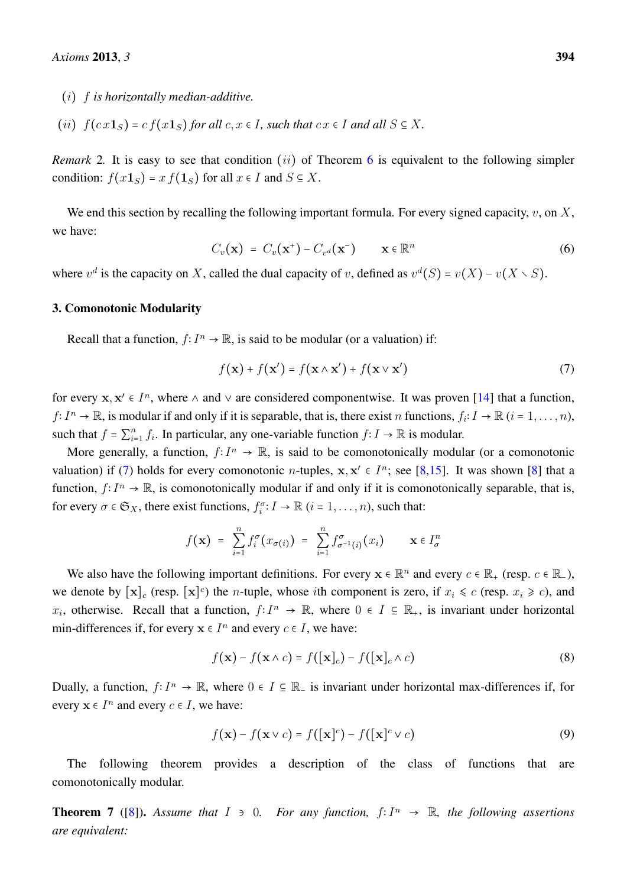$(i)$ *$f$ is horizontally median-additive.*

$(ii)$ *$f(c\,x\mathbf{1}_S) = c\,f(x\mathbf{1}_S)$ for all $c, x \in I$, such that $c\,x \in I$ and all $S \subseteq X$.*

*Remark* 2. It is easy to see that condition $(ii)$ of Theorem 6 is equivalent to the following simpler condition: $f(x\mathbf{1}_S) = x\,f(\mathbf{1}_S)$ for all $x \in I$ and $S \subseteq X$.

We end this section by recalling the following important formula. For every signed capacity, $v$, on $X$, we have:

$$C_v(\mathbf{x}) \;=\; C_v(\mathbf{x}^+) - C_{v^d}(\mathbf{x}^-) \qquad \mathbf{x} \in \mathbb{R}^n \tag{6}$$

where $v^d$ is the capacity on $X$, called the dual capacity of $v$, defined as $v^d(S) = v(X) - v(X \setminus S)$.

## 3. Comonotonic Modularity

Recall that a function, $f\colon I^n \to \mathbb{R}$, is said to be modular (or a valuation) if:

$$f(\mathbf{x}) + f(\mathbf{x}') = f(\mathbf{x} \wedge \mathbf{x}') + f(\mathbf{x} \vee \mathbf{x}') \tag{7}$$

for every $\mathbf{x}, \mathbf{x}' \in I^n$, where $\wedge$ and $\vee$ are considered componentwise. It was proven [14] that a function, $f\colon I^n \to \mathbb{R}$, is modular if and only if it is separable, that is, there exist $n$ functions, $f_i\colon I \to \mathbb{R}$ $(i = 1, \ldots, n)$, such that $f = \sum_{i=1}^n f_i$. In particular, any one-variable function $f\colon I \to \mathbb{R}$ is modular.

More generally, a function, $f\colon I^n \to \mathbb{R}$, is said to be comonotonically modular (or a comonotonic valuation) if (7) holds for every comonotonic $n$-tuples, $\mathbf{x}, \mathbf{x}' \in I^n$; see [8,15]. It was shown [8] that a function, $f\colon I^n \to \mathbb{R}$, is comonotonically modular if and only if it is comonotonically separable, that is, for every $\sigma \in \mathfrak{S}_X$, there exist functions, $f_i^\sigma\colon I \to \mathbb{R}$ $(i = 1, \ldots, n)$, such that:

$$f(\mathbf{x}) \;=\; \sum_{i=1}^n f_i^\sigma(x_{\sigma(i)}) \;=\; \sum_{i=1}^n f_{\sigma^{-1}(i)}^\sigma(x_i) \qquad \mathbf{x} \in I_\sigma^n$$

We also have the following important definitions. For every $\mathbf{x} \in \mathbb{R}^n$ and every $c \in \mathbb{R}_+$ (resp. $c \in \mathbb{R}_-$), we denote by $[\mathbf{x}]_c$ (resp. $[\mathbf{x}]^c$) the $n$-tuple, whose $i$th component is zero, if $x_i \leqslant c$ (resp. $x_i \geqslant c$), and $x_i$, otherwise. Recall that a function, $f\colon I^n \to \mathbb{R}$, where $0 \in I \subseteq \mathbb{R}_+$, is invariant under horizontal min-differences if, for every $\mathbf{x} \in I^n$ and every $c \in I$, we have:

$$f(\mathbf{x}) - f(\mathbf{x} \wedge c) = f([\mathbf{x}]_c) - f([\mathbf{x}]_c \wedge c) \tag{8}$$

Dually, a function, $f\colon I^n \to \mathbb{R}$, where $0 \in I \subseteq \mathbb{R}_-$ is invariant under horizontal max-differences if, for every $\mathbf{x} \in I^n$ and every $c \in I$, we have:

$$f(\mathbf{x}) - f(\mathbf{x} \vee c) = f([\mathbf{x}]^c) - f([\mathbf{x}]^c \vee c) \tag{9}$$

The following theorem provides a description of the class of functions that are comonotonically modular.

**Theorem 7** ([8]). *Assume that $I \ni 0$. For any function, $f\colon I^n \to \mathbb{R}$, the following assertions are equivalent:*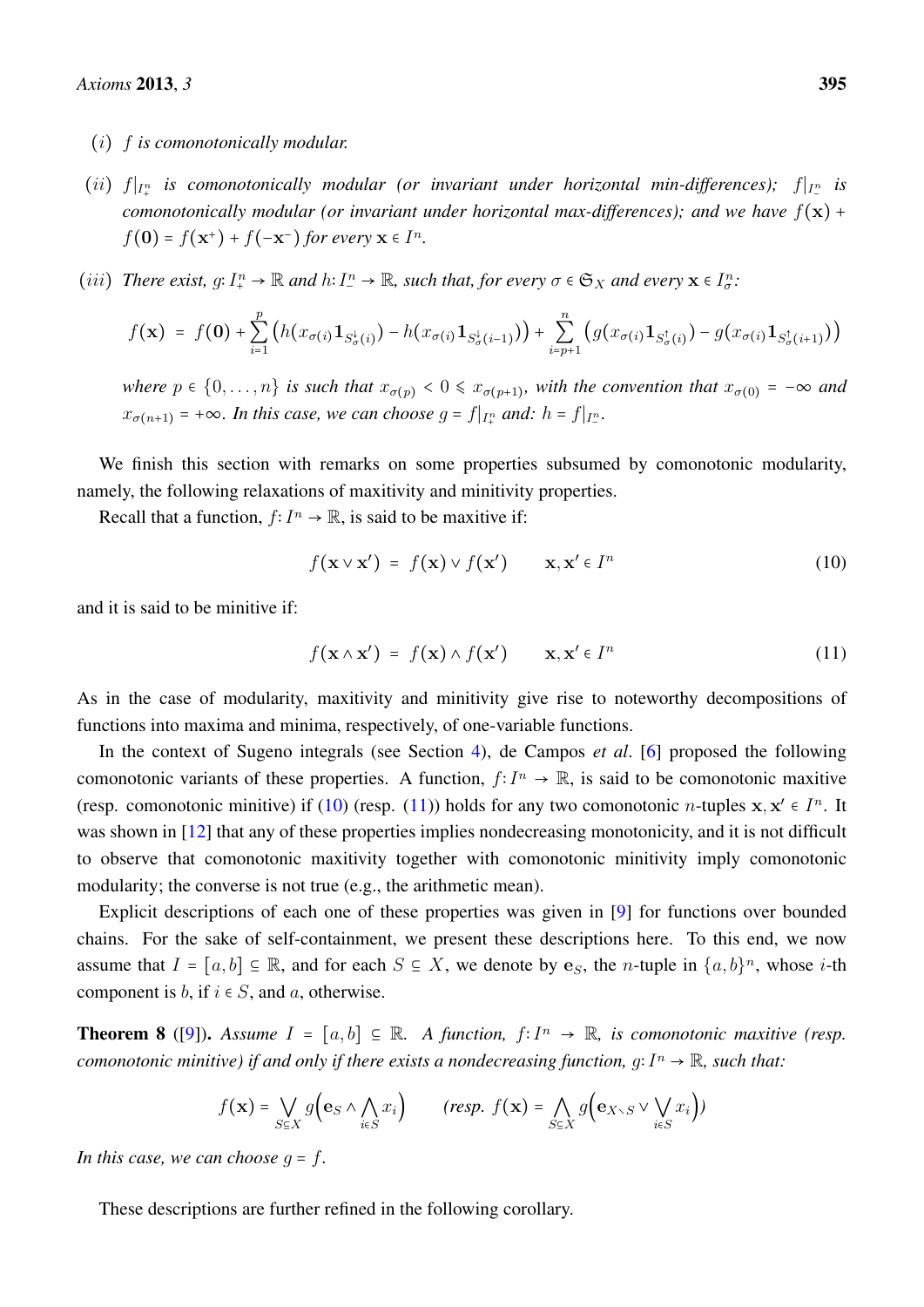$(i)$ *$f$ is comonotonically modular.*

$(ii)$ *$f|_{I^n_+}$ is comonotonically modular (or invariant under horizontal min-differences); $f|_{I^n_-}$ is comonotonically modular (or invariant under horizontal max-differences); and we have $f(\mathbf{x}) + f(\mathbf{0}) = f(\mathbf{x}^+) + f(-\mathbf{x}^-)$ for every $\mathbf{x} \in I^n$.*

$(iii)$ *There exist, $g: I^n_+ \to \mathbb{R}$ and $h: I^n_- \to \mathbb{R}$, such that, for every $\sigma \in \mathfrak{S}_X$ and every $\mathbf{x} \in I^n_\sigma$:*

$$f(\mathbf{x}) = f(\mathbf{0}) + \sum_{i=1}^{p} \Big( h(x_{\sigma(i)} \mathbf{1}_{S^{\downarrow}_{\sigma}(i)}) - h(x_{\sigma(i)} \mathbf{1}_{S^{\downarrow}_{\sigma}(i-1)}) \Big) + \sum_{i=p+1}^{n} \Big( g(x_{\sigma(i)} \mathbf{1}_{S^{\uparrow}_{\sigma}(i)}) - g(x_{\sigma(i)} \mathbf{1}_{S^{\uparrow}_{\sigma}(i+1)}) \Big)$$

*where $p \in \{0, \ldots, n\}$ is such that $x_{\sigma(p)} < 0 \leqslant x_{\sigma(p+1)}$, with the convention that $x_{\sigma(0)} = -\infty$ and $x_{\sigma(n+1)} = +\infty$. In this case, we can choose $g = f|_{I^n_+}$ and: $h = f|_{I^n_-}$.*

We finish this section with remarks on some properties subsumed by comonotonic modularity, namely, the following relaxations of maxitivity and minitivity properties.

Recall that a function, $f: I^n \to \mathbb{R}$, is said to be maxitive if:

$$f(\mathbf{x} \vee \mathbf{x}') = f(\mathbf{x}) \vee f(\mathbf{x}') \qquad \mathbf{x}, \mathbf{x}' \in I^n \tag{10}$$

and it is said to be minitive if:

$$f(\mathbf{x} \wedge \mathbf{x}') = f(\mathbf{x}) \wedge f(\mathbf{x}') \qquad \mathbf{x}, \mathbf{x}' \in I^n \tag{11}$$

As in the case of modularity, maxitivity and minitivity give rise to noteworthy decompositions of functions into maxima and minima, respectively, of one-variable functions.

In the context of Sugeno integrals (see Section 4), de Campos *et al*. [6] proposed the following comonotonic variants of these properties. A function, $f: I^n \to \mathbb{R}$, is said to be comonotonic maxitive (resp. comonotonic minitive) if (10) (resp. (11)) holds for any two comonotonic $n$-tuples $\mathbf{x}, \mathbf{x}' \in I^n$. It was shown in [12] that any of these properties implies nondecreasing monotonicity, and it is not difficult to observe that comonotonic maxitivity together with comonotonic minitivity imply comonotonic modularity; the converse is not true (e.g., the arithmetic mean).

Explicit descriptions of each one of these properties was given in [9] for functions over bounded chains. For the sake of self-containment, we present these descriptions here. To this end, we now assume that $I = [a, b] \subseteq \mathbb{R}$, and for each $S \subseteq X$, we denote by $\mathbf{e}_S$, the $n$-tuple in $\{a, b\}^n$, whose $i$-th component is $b$, if $i \in S$, and $a$, otherwise.

**Theorem 8** ([9]). *Assume $I = [a, b] \subseteq \mathbb{R}$. A function, $f: I^n \to \mathbb{R}$, is comonotonic maxitive (resp. comonotonic minitive) if and only if there exists a nondecreasing function, $g: I^n \to \mathbb{R}$, such that:*

$$f(\mathbf{x}) = \bigvee_{S \subseteq X} g\Big(\mathbf{e}_S \wedge \bigwedge_{i \in S} x_i\Big) \qquad \textit{(resp. } f(\mathbf{x}) = \bigwedge_{S \subseteq X} g\Big(\mathbf{e}_{X \setminus S} \vee \bigvee_{i \in S} x_i\Big)\textit{)}$$

*In this case, we can choose $g = f$.*

These descriptions are further refined in the following corollary.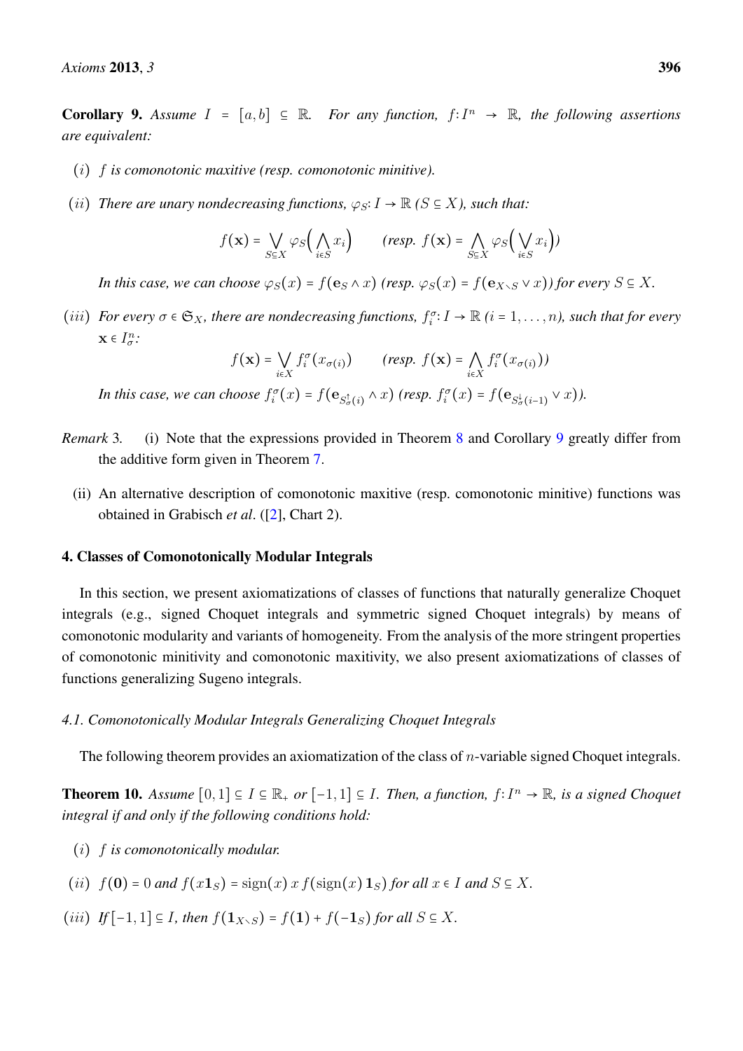**Corollary 9.** *Assume $I = [a, b] \subseteq \mathbb{R}$. For any function, $f: I^n \to \mathbb{R}$, the following assertions are equivalent:*

- $(i)$ *$f$ is comonotonic maxitive (resp. comonotonic minitive).*
- $(ii)$ *There are unary nondecreasing functions, $\varphi_S: I \to \mathbb{R}$ ($S \subseteq X$), such that:*

$$f(\mathbf{x}) = \bigvee_{S \subseteq X} \varphi_S\Big(\bigwedge_{i \in S} x_i\Big) \qquad (\text{resp. } f(\mathbf{x}) = \bigwedge_{S \subseteq X} \varphi_S\Big(\bigvee_{i \in S} x_i\Big))$$

  *In this case, we can choose $\varphi_S(x) = f(\mathbf{e}_S \wedge x)$ (resp. $\varphi_S(x) = f(\mathbf{e}_{X \setminus S} \vee x)$) for every $S \subseteq X$.*

- $(iii)$ *For every $\sigma \in \mathfrak{S}_X$, there are nondecreasing functions, $f_i^\sigma: I \to \mathbb{R}$ ($i = 1, \ldots, n$), such that for every $\mathbf{x} \in I_\sigma^n$:*

$$f(\mathbf{x}) = \bigvee_{i \in X} f_i^\sigma(x_{\sigma(i)}) \qquad (\text{resp. } f(\mathbf{x}) = \bigwedge_{i \in X} f_i^\sigma(x_{\sigma(i)}))$$

  *In this case, we can choose $f_i^\sigma(x) = f(\mathbf{e}_{S_\sigma^\uparrow(i)} \wedge x)$ (resp. $f_i^\sigma(x) = f(\mathbf{e}_{S_\sigma^\downarrow(i-1)} \vee x)$).*

*Remark* 3. (i) Note that the expressions provided in Theorem 8 and Corollary 9 greatly differ from the additive form given in Theorem 7.

(ii) An alternative description of comonotonic maxitive (resp. comonotonic minitive) functions was obtained in Grabisch *et al*. ([2], Chart 2).

## 4. Classes of Comonotonically Modular Integrals

In this section, we present axiomatizations of classes of functions that naturally generalize Choquet integrals (e.g., signed Choquet integrals and symmetric signed Choquet integrals) by means of comonotonic modularity and variants of homogeneity. From the analysis of the more stringent properties of comonotonic minitivity and comonotonic maxitivity, we also present axiomatizations of classes of functions generalizing Sugeno integrals.

### 4.1. Comonotonically Modular Integrals Generalizing Choquet Integrals

The following theorem provides an axiomatization of the class of $n$-variable signed Choquet integrals.

**Theorem 10.** *Assume $[0, 1] \subseteq I \subseteq \mathbb{R}_+$ or $[-1, 1] \subseteq I$. Then, a function, $f: I^n \to \mathbb{R}$, is a signed Choquet integral if and only if the following conditions hold:*

- $(i)$ *$f$ is comonotonically modular.*
- $(ii)$ *$f(\mathbf{0}) = 0$ and $f(x\mathbf{1}_S) = \operatorname{sign}(x)\, x\, f(\operatorname{sign}(x)\,\mathbf{1}_S)$ for all $x \in I$ and $S \subseteq X$.*
- $(iii)$ *If $[-1, 1] \subseteq I$, then $f(\mathbf{1}_{X \setminus S}) = f(\mathbf{1}) + f(-\mathbf{1}_S)$ for all $S \subseteq X$.*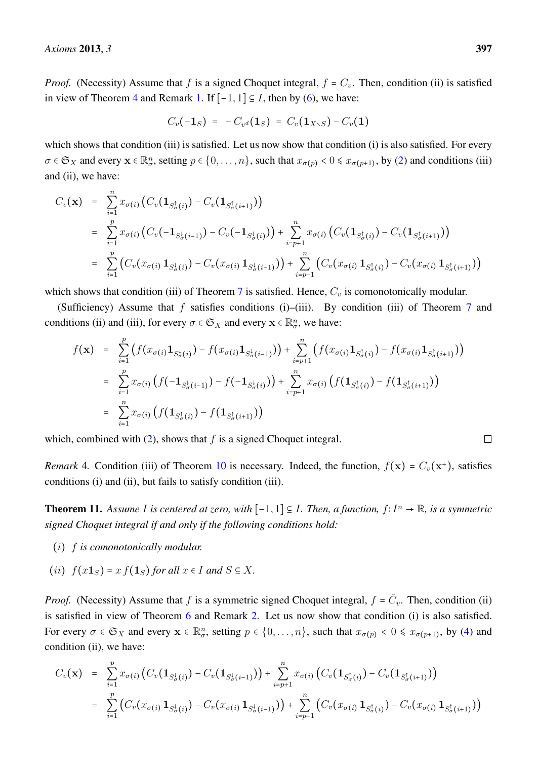*Proof.* (Necessity) Assume that $f$ is a signed Choquet integral, $f = C_v$. Then, condition (ii) is satisfied in view of Theorem 4 and Remark 1. If $[-1,1] \subseteq I$, then by (6), we have:

$$C_v(-\mathbf{1}_S) \;=\; -C_{v^d}(\mathbf{1}_S) \;=\; C_v(\mathbf{1}_{X\smallsetminus S}) - C_v(\mathbf{1})$$

which shows that condition (iii) is satisfied. Let us now show that condition (i) is also satisfied. For every $\sigma \in \mathfrak{S}_X$ and every $\mathbf{x} \in \mathbb{R}^n_\sigma$, setting $p \in \{0,\ldots,n\}$, such that $x_{\sigma(p)} < 0 \leqslant x_{\sigma(p+1)}$, by (2) and conditions (iii) and (ii), we have:

$$\begin{aligned}
C_v(\mathbf{x}) &= \sum_{i=1}^{n} x_{\sigma(i)} \big(C_v(\mathbf{1}_{S^\uparrow_\sigma(i)}) - C_v(\mathbf{1}_{S^\uparrow_\sigma(i+1)})\big) \\
&= \sum_{i=1}^{p} x_{\sigma(i)} \big(C_v(-\mathbf{1}_{S^\downarrow_\sigma(i-1)}) - C_v(-\mathbf{1}_{S^\downarrow_\sigma(i)})\big) + \sum_{i=p+1}^{n} x_{\sigma(i)} \big(C_v(\mathbf{1}_{S^\uparrow_\sigma(i)}) - C_v(\mathbf{1}_{S^\uparrow_\sigma(i+1)})\big) \\
&= \sum_{i=1}^{p} \big(C_v(x_{\sigma(i)}\,\mathbf{1}_{S^\downarrow_\sigma(i)}) - C_v(x_{\sigma(i)}\,\mathbf{1}_{S^\downarrow_\sigma(i-1)})\big) + \sum_{i=p+1}^{n} \big(C_v(x_{\sigma(i)}\,\mathbf{1}_{S^\uparrow_\sigma(i)}) - C_v(x_{\sigma(i)}\,\mathbf{1}_{S^\uparrow_\sigma(i+1)})\big)
\end{aligned}$$

which shows that condition (iii) of Theorem 7 is satisfied. Hence, $C_v$ is comonotonically modular.

(Sufficiency) Assume that $f$ satisfies conditions (i)–(iii). By condition (iii) of Theorem 7 and conditions (ii) and (iii), for every $\sigma \in \mathfrak{S}_X$ and every $\mathbf{x} \in \mathbb{R}^n_\sigma$, we have:

$$\begin{aligned}
f(\mathbf{x}) &= \sum_{i=1}^{p} \big(f(x_{\sigma(i)}\mathbf{1}_{S^\downarrow_\sigma(i)}) - f(x_{\sigma(i)}\mathbf{1}_{S^\downarrow_\sigma(i-1)})\big) + \sum_{i=p+1}^{n} \big(f(x_{\sigma(i)}\mathbf{1}_{S^\uparrow_\sigma(i)}) - f(x_{\sigma(i)}\mathbf{1}_{S^\uparrow_\sigma(i+1)})\big) \\
&= \sum_{i=1}^{p} x_{\sigma(i)} \big(f(-\mathbf{1}_{S^\downarrow_\sigma(i-1)}) - f(-\mathbf{1}_{S^\downarrow_\sigma(i)})\big) + \sum_{i=p+1}^{n} x_{\sigma(i)} \big(f(\mathbf{1}_{S^\uparrow_\sigma(i)}) - f(\mathbf{1}_{S^\uparrow_\sigma(i+1)})\big) \\
&= \sum_{i=1}^{n} x_{\sigma(i)} \big(f(\mathbf{1}_{S^\uparrow_\sigma(i)}) - f(\mathbf{1}_{S^\uparrow_\sigma(i+1)})\big)
\end{aligned}$$

which, combined with (2), shows that $f$ is a signed Choquet integral. □

*Remark* 4. Condition (iii) of Theorem 10 is necessary. Indeed, the function, $f(\mathbf{x}) = C_v(\mathbf{x}^+)$, satisfies conditions (i) and (ii), but fails to satisfy condition (iii).

**Theorem 11.** *Assume $I$ is centered at zero, with $[-1,1] \subseteq I$. Then, a function, $f\colon I^n \to \mathbb{R}$, is a symmetric signed Choquet integral if and only if the following conditions hold:*

- $(i)$ *$f$ is comonotonically modular.*
- $(ii)$ *$f(x\mathbf{1}_S) = x\, f(\mathbf{1}_S)$ for all $x \in I$ and $S \subseteq X$.*

*Proof.* (Necessity) Assume that $f$ is a symmetric signed Choquet integral, $f = \check{C}_v$. Then, condition (ii) is satisfied in view of Theorem 6 and Remark 2. Let us now show that condition (i) is also satisfied. For every $\sigma \in \mathfrak{S}_X$ and every $\mathbf{x} \in \mathbb{R}^n_\sigma$, setting $p \in \{0,\ldots,n\}$, such that $x_{\sigma(p)} < 0 \leqslant x_{\sigma(p+1)}$, by (4) and condition (ii), we have:

$$\begin{aligned}
C_v(\mathbf{x}) &= \sum_{i=1}^{p} x_{\sigma(i)} \big(C_v(\mathbf{1}_{S^\downarrow_\sigma(i)}) - C_v(\mathbf{1}_{S^\downarrow_\sigma(i-1)})\big) + \sum_{i=p+1}^{n} x_{\sigma(i)} \big(C_v(\mathbf{1}_{S^\uparrow_\sigma(i)}) - C_v(\mathbf{1}_{S^\uparrow_\sigma(i+1)})\big) \\
&= \sum_{i=1}^{p} \big(C_v(x_{\sigma(i)}\,\mathbf{1}_{S^\downarrow_\sigma(i)}) - C_v(x_{\sigma(i)}\,\mathbf{1}_{S^\downarrow_\sigma(i-1)})\big) + \sum_{i=p+1}^{n} \big(C_v(x_{\sigma(i)}\,\mathbf{1}_{S^\uparrow_\sigma(i)}) - C_v(x_{\sigma(i)}\,\mathbf{1}_{S^\uparrow_\sigma(i+1)})\big)
\end{aligned}$$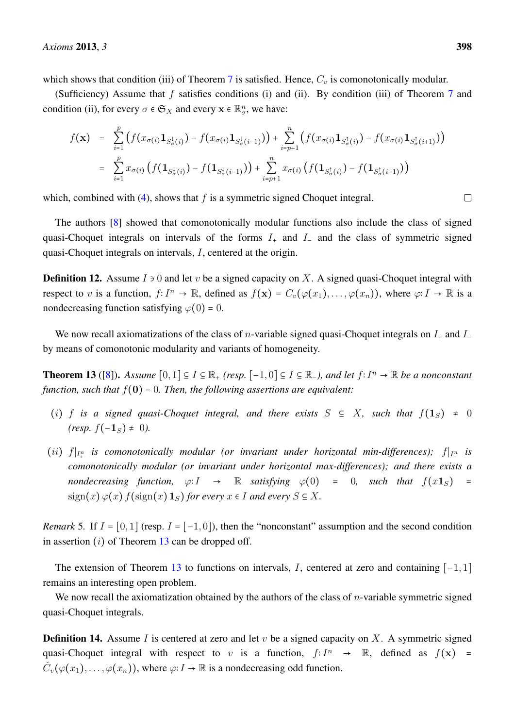which shows that condition (iii) of Theorem 7 is satisfied. Hence, $C_v$ is comonotonically modular.

(Sufficiency) Assume that $f$ satisfies conditions (i) and (ii). By condition (iii) of Theorem 7 and condition (ii), for every $\sigma \in \mathfrak{S}_X$ and every $\mathbf{x} \in \mathbb{R}^n_\sigma$, we have:

$$
\begin{aligned}
f(\mathbf{x}) &= \sum_{i=1}^{p} \big( f(x_{\sigma(i)} \mathbf{1}_{S^{\downarrow}_\sigma(i)}) - f(x_{\sigma(i)} \mathbf{1}_{S^{\downarrow}_\sigma(i-1)}) \big) + \sum_{i=p+1}^{n} \big( f(x_{\sigma(i)} \mathbf{1}_{S^{\uparrow}_\sigma(i)}) - f(x_{\sigma(i)} \mathbf{1}_{S^{\uparrow}_\sigma(i+1)}) \big) \\
&= \sum_{i=1}^{p} x_{\sigma(i)} \big( f(\mathbf{1}_{S^{\downarrow}_\sigma(i)}) - f(\mathbf{1}_{S^{\downarrow}_\sigma(i-1)}) \big) + \sum_{i=p+1}^{n} x_{\sigma(i)} \big( f(\mathbf{1}_{S^{\uparrow}_\sigma(i)}) - f(\mathbf{1}_{S^{\uparrow}_\sigma(i+1)}) \big)
\end{aligned}
$$

which, combined with (4), shows that $f$ is a symmetric signed Choquet integral. □

The authors [8] showed that comonotonically modular functions also include the class of signed quasi-Choquet integrals on intervals of the forms $I_+$ and $I_-$ and the class of symmetric signed quasi-Choquet integrals on intervals, $I$, centered at the origin.

**Definition 12.** Assume $I \ni 0$ and let $v$ be a signed capacity on $X$. A signed quasi-Choquet integral with respect to $v$ is a function, $f\colon I^n \to \mathbb{R}$, defined as $f(\mathbf{x}) = C_v(\varphi(x_1), \ldots, \varphi(x_n))$, where $\varphi\colon I \to \mathbb{R}$ is a nondecreasing function satisfying $\varphi(0) = 0$.

We now recall axiomatizations of the class of $n$-variable signed quasi-Choquet integrals on $I_+$ and $I_-$ by means of comonotonic modularity and variants of homogeneity.

**Theorem 13** ([8]). *Assume $[0,1] \subseteq I \subseteq \mathbb{R}_+$ (resp. $[-1,0] \subseteq I \subseteq \mathbb{R}_-$), and let $f\colon I^n \to \mathbb{R}$ be a nonconstant function, such that $f(\mathbf{0}) = 0$. Then, the following assertions are equivalent:*

- $(i)$ *$f$ is a signed quasi-Choquet integral, and there exists $S \subseteq X$, such that $f(\mathbf{1}_S) \neq 0$ (resp. $f(-\mathbf{1}_S) \neq 0$).*
- $(ii)$ *$f|_{I^n_+}$ is comonotonically modular (or invariant under horizontal min-differences); $f|_{I^n_-}$ is comonotonically modular (or invariant under horizontal max-differences); and there exists a nondecreasing function, $\varphi\colon I \to \mathbb{R}$ satisfying $\varphi(0) = 0$, such that $f(x\mathbf{1}_S) = \operatorname{sign}(x)\,\varphi(x)\, f(\operatorname{sign}(x)\,\mathbf{1}_S)$ for every $x \in I$ and every $S \subseteq X$.*

*Remark* 5. If $I = [0,1]$ (resp. $I = [-1,0]$), then the "nonconstant" assumption and the second condition in assertion $(i)$ of Theorem 13 can be dropped off.

The extension of Theorem 13 to functions on intervals, $I$, centered at zero and containing $[-1,1]$ remains an interesting open problem.

We now recall the axiomatization obtained by the authors of the class of $n$-variable symmetric signed quasi-Choquet integrals.

**Definition 14.** Assume $I$ is centered at zero and let $v$ be a signed capacity on $X$. A symmetric signed quasi-Choquet integral with respect to $v$ is a function, $f\colon I^n \to \mathbb{R}$, defined as $f(\mathbf{x}) = \check{C}_v(\varphi(x_1), \ldots, \varphi(x_n))$, where $\varphi\colon I \to \mathbb{R}$ is a nondecreasing odd function.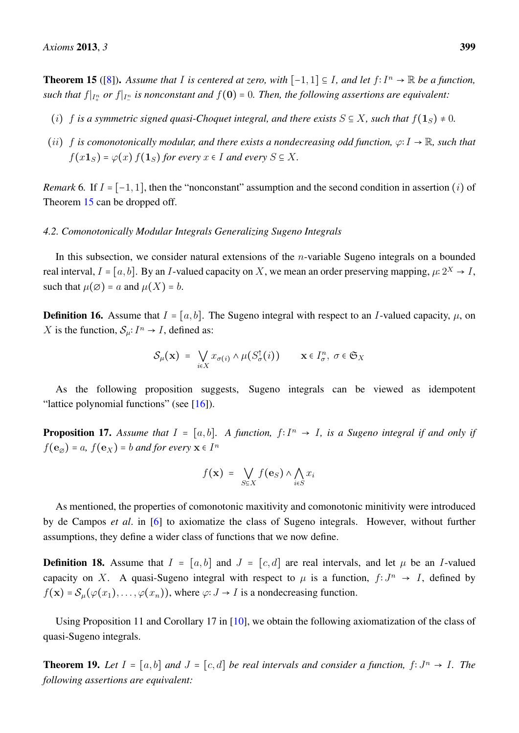**Theorem 15** ([8]). *Assume that $I$ is centered at zero, with $[-1,1] \subseteq I$, and let $f\colon I^n \to \mathbb{R}$ be a function, such that $f|_{I^n_+}$ or $f|_{I^n_-}$ is nonconstant and $f(\mathbf{0}) = 0$. Then, the following assertions are equivalent:*

- $(i)$ *$f$ is a symmetric signed quasi-Choquet integral, and there exists $S \subseteq X$, such that $f(\mathbf{1}_S) \neq 0$.*
- $(ii)$ *$f$ is comonotonically modular, and there exists a nondecreasing odd function, $\varphi\colon I \to \mathbb{R}$, such that $f(x\mathbf{1}_S) = \varphi(x)\, f(\mathbf{1}_S)$ for every $x \in I$ and every $S \subseteq X$.*

*Remark* 6. If $I = [-1,1]$, then the "nonconstant" assumption and the second condition in assertion $(i)$ of Theorem 15 can be dropped off.

### 4.2. Comonotonically Modular Integrals Generalizing Sugeno Integrals

In this subsection, we consider natural extensions of the $n$-variable Sugeno integrals on a bounded real interval, $I = [a,b]$. By an $I$-valued capacity on $X$, we mean an order preserving mapping, $\mu\colon 2^X \to I$, such that $\mu(\varnothing) = a$ and $\mu(X) = b$.

**Definition 16.** Assume that $I = [a,b]$. The Sugeno integral with respect to an $I$-valued capacity, $\mu$, on $X$ is the function, $\mathcal{S}_\mu\colon I^n \to I$, defined as:

$$\mathcal{S}_\mu(\mathbf{x}) \;=\; \bigvee_{i \in X} x_{\sigma(i)} \wedge \mu(S^{\uparrow}_{\sigma}(i)) \qquad \mathbf{x} \in I^n_\sigma,\ \sigma \in \mathfrak{S}_X$$

As the following proposition suggests, Sugeno integrals can be viewed as idempotent "lattice polynomial functions" (see [16]).

**Proposition 17.** *Assume that $I = [a,b]$. A function, $f\colon I^n \to I$, is a Sugeno integral if and only if $f(\mathbf{e}_\varnothing) = a$, $f(\mathbf{e}_X) = b$ and for every $\mathbf{x} \in I^n$*

$$f(\mathbf{x}) \;=\; \bigvee_{S \subseteq X} f(\mathbf{e}_S) \wedge \bigwedge_{i \in S} x_i$$

As mentioned, the properties of comonotonic maxitivity and comonotonic minitivity were introduced by de Campos *et al*. in [6] to axiomatize the class of Sugeno integrals. However, without further assumptions, they define a wider class of functions that we now define.

**Definition 18.** Assume that $I = [a,b]$ and $J = [c,d]$ are real intervals, and let $\mu$ be an $I$-valued capacity on $X$. A quasi-Sugeno integral with respect to $\mu$ is a function, $f\colon J^n \to I$, defined by $f(\mathbf{x}) = \mathcal{S}_\mu(\varphi(x_1), \ldots, \varphi(x_n))$, where $\varphi\colon J \to I$ is a nondecreasing function.

Using Proposition 11 and Corollary 17 in [10], we obtain the following axiomatization of the class of quasi-Sugeno integrals.

**Theorem 19.** *Let $I = [a,b]$ and $J = [c,d]$ be real intervals and consider a function, $f\colon J^n \to I$. The following assertions are equivalent:*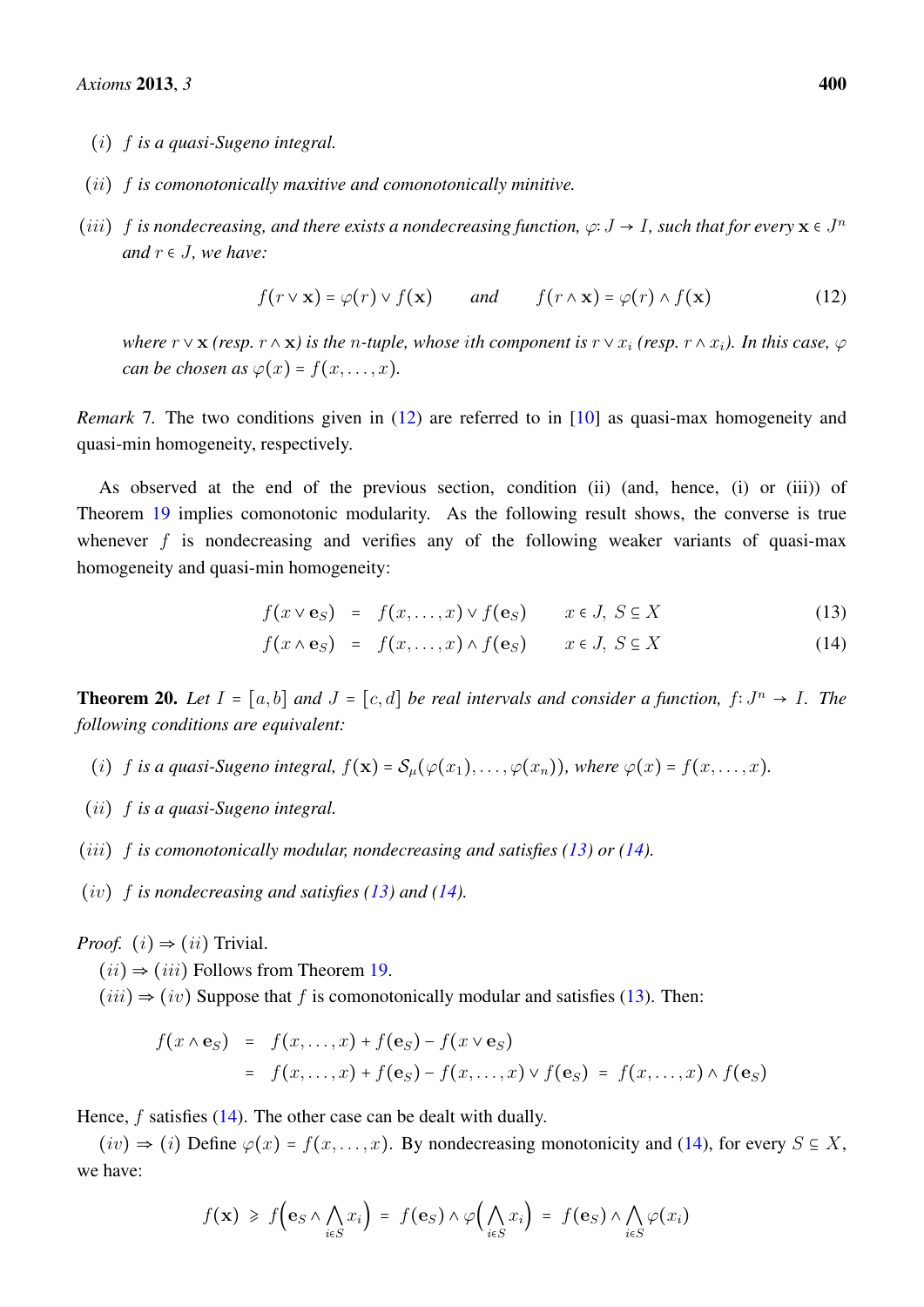$(i)$ $f$ *is a quasi-Sugeno integral.*

$(ii)$ $f$ *is comonotonically maxitive and comonotonically minitive.*

$(iii)$ $f$ *is nondecreasing, and there exists a nondecreasing function, $\varphi: J \to I$, such that for every $\mathbf{x} \in J^n$ and $r \in J$, we have:*

$$f(r \vee \mathbf{x}) = \varphi(r) \vee f(\mathbf{x}) \qquad \text{and} \qquad f(r \wedge \mathbf{x}) = \varphi(r) \wedge f(\mathbf{x}) \tag{12}$$

*where $r \vee \mathbf{x}$ (resp. $r \wedge \mathbf{x}$) is the $n$-tuple, whose $i$th component is $r \vee x_i$ (resp. $r \wedge x_i$). In this case, $\varphi$ can be chosen as $\varphi(x) = f(x, \ldots, x)$.*

*Remark* 7. The two conditions given in (12) are referred to in [10] as quasi-max homogeneity and quasi-min homogeneity, respectively.

As observed at the end of the previous section, condition (ii) (and, hence, (i) or (iii)) of Theorem 19 implies comonotonic modularity. As the following result shows, the converse is true whenever $f$ is nondecreasing and verifies any of the following weaker variants of quasi-max homogeneity and quasi-min homogeneity:

$$f(x \vee \mathbf{e}_S) = f(x, \ldots, x) \vee f(\mathbf{e}_S) \qquad x \in J,\ S \subseteq X \tag{13}$$

$$f(x \wedge \mathbf{e}_S) = f(x, \ldots, x) \wedge f(\mathbf{e}_S) \qquad x \in J,\ S \subseteq X \tag{14}$$

**Theorem 20.** *Let $I = [a, b]$ and $J = [c, d]$ be real intervals and consider a function, $f: J^n \to I$. The following conditions are equivalent:*

$(i)$ *$f$ is a quasi-Sugeno integral, $f(\mathbf{x}) = \mathcal{S}_\mu(\varphi(x_1), \ldots, \varphi(x_n))$, where $\varphi(x) = f(x, \ldots, x)$.*

$(ii)$ *$f$ is a quasi-Sugeno integral.*

$(iii)$ *$f$ is comonotonically modular, nondecreasing and satisfies (13) or (14).*

$(iv)$ *$f$ is nondecreasing and satisfies (13) and (14).*

*Proof.* $(i) \Rightarrow (ii)$ Trivial.

$(ii) \Rightarrow (iii)$ Follows from Theorem 19.

$(iii) \Rightarrow (iv)$ Suppose that $f$ is comonotonically modular and satisfies (13). Then:

$$\begin{aligned} f(x \wedge \mathbf{e}_S) &= f(x, \ldots, x) + f(\mathbf{e}_S) - f(x \vee \mathbf{e}_S) \\ &= f(x, \ldots, x) + f(\mathbf{e}_S) - f(x, \ldots, x) \vee f(\mathbf{e}_S) \ = \ f(x, \ldots, x) \wedge f(\mathbf{e}_S) \end{aligned}$$

Hence, $f$ satisfies (14). The other case can be dealt with dually.

$(iv) \Rightarrow (i)$ Define $\varphi(x) = f(x, \ldots, x)$. By nondecreasing monotonicity and (14), for every $S \subseteq X$, we have:

$$f(\mathbf{x}) \geqslant f\Big(\mathbf{e}_S \wedge \bigwedge_{i \in S} x_i\Big) = f(\mathbf{e}_S) \wedge \varphi\Big(\bigwedge_{i \in S} x_i\Big) = f(\mathbf{e}_S) \wedge \bigwedge_{i \in S} \varphi(x_i)$$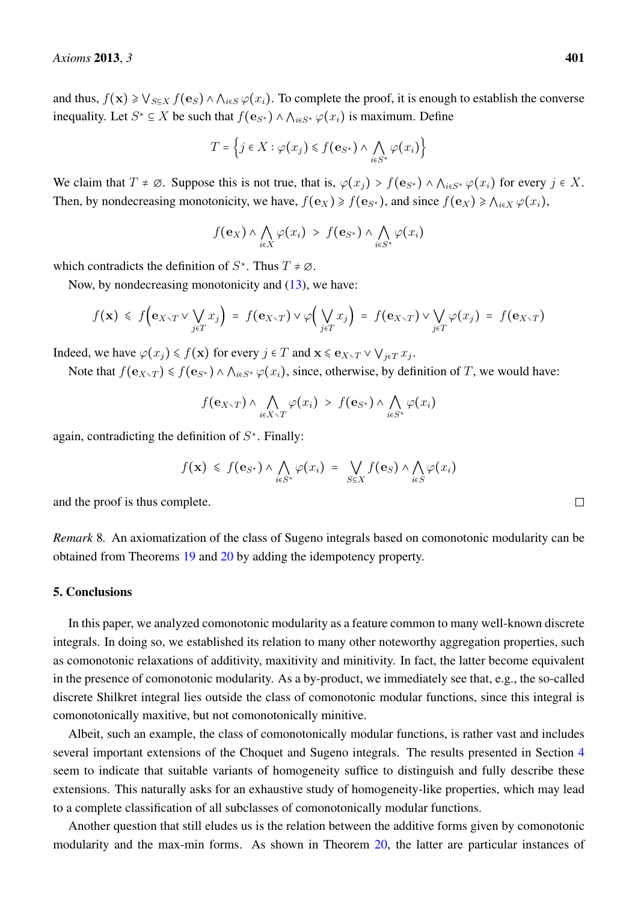and thus, $f(\mathbf{x}) \geqslant \bigvee_{S\subseteq X} f(\mathbf{e}_S) \wedge \bigwedge_{i\in S} \varphi(x_i)$. To complete the proof, it is enough to establish the converse inequality. Let $S^* \subseteq X$ be such that $f(\mathbf{e}_{S^*}) \wedge \bigwedge_{i\in S^*} \varphi(x_i)$ is maximum. Define

$$T = \Big\{ j \in X : \varphi(x_j) \leqslant f(\mathbf{e}_{S^*}) \wedge \bigwedge_{i\in S^*} \varphi(x_i) \Big\}$$

We claim that $T \neq \varnothing$. Suppose this is not true, that is, $\varphi(x_j) > f(\mathbf{e}_{S^*}) \wedge \bigwedge_{i\in S^*} \varphi(x_i)$ for every $j \in X$. Then, by nondecreasing monotonicity, we have, $f(\mathbf{e}_X) \geqslant f(\mathbf{e}_{S^*})$, and since $f(\mathbf{e}_X) \geqslant \bigwedge_{i\in X} \varphi(x_i)$,

$$f(\mathbf{e}_X) \wedge \bigwedge_{i\in X} \varphi(x_i) \; > \; f(\mathbf{e}_{S^*}) \wedge \bigwedge_{i\in S^*} \varphi(x_i)$$

which contradicts the definition of $S^*$. Thus $T \neq \varnothing$.

Now, by nondecreasing monotonicity and (13), we have:

$$f(\mathbf{x}) \;\leqslant\; f\Big(\mathbf{e}_{X\setminus T} \vee \bigvee_{j\in T} x_j\Big) \;=\; f(\mathbf{e}_{X\setminus T}) \vee \varphi\Big(\bigvee_{j\in T} x_j\Big) \;=\; f(\mathbf{e}_{X\setminus T}) \vee \bigvee_{j\in T} \varphi(x_j) \;=\; f(\mathbf{e}_{X\setminus T})$$

Indeed, we have $\varphi(x_j) \leqslant f(\mathbf{x})$ for every $j \in T$ and $\mathbf{x} \leqslant \mathbf{e}_{X\setminus T} \vee \bigvee_{j\in T} x_j$.

Note that $f(\mathbf{e}_{X\setminus T}) \leqslant f(\mathbf{e}_{S^*}) \wedge \bigwedge_{i\in S^*} \varphi(x_i)$, since, otherwise, by definition of $T$, we would have:

$$f(\mathbf{e}_{X\setminus T}) \wedge \bigwedge_{i\in X\setminus T} \varphi(x_i) \; > \; f(\mathbf{e}_{S^*}) \wedge \bigwedge_{i\in S^*} \varphi(x_i)$$

again, contradicting the definition of $S^*$. Finally:

$$f(\mathbf{x}) \;\leqslant\; f(\mathbf{e}_{S^*}) \wedge \bigwedge_{i\in S^*} \varphi(x_i) \;=\; \bigvee_{S\subseteq X} f(\mathbf{e}_S) \wedge \bigwedge_{i\in S} \varphi(x_i)$$

and the proof is thus complete. □

*Remark* 8. An axiomatization of the class of Sugeno integrals based on comonotonic modularity can be obtained from Theorems 19 and 20 by adding the idempotency property.

## 5. Conclusions

In this paper, we analyzed comonotonic modularity as a feature common to many well-known discrete integrals. In doing so, we established its relation to many other noteworthy aggregation properties, such as comonotonic relaxations of additivity, maxitivity and minitivity. In fact, the latter become equivalent in the presence of comonotonic modularity. As a by-product, we immediately see that, e.g., the so-called discrete Shilkret integral lies outside the class of comonotonic modular functions, since this integral is comonotonically maxitive, but not comonotonically minitive.

Albeit, such an example, the class of comonotonically modular functions, is rather vast and includes several important extensions of the Choquet and Sugeno integrals. The results presented in Section 4 seem to indicate that suitable variants of homogeneity suffice to distinguish and fully describe these extensions. This naturally asks for an exhaustive study of homogeneity-like properties, which may lead to a complete classification of all subclasses of comonotonically modular functions.

Another question that still eludes us is the relation between the additive forms given by comonotonic modularity and the max-min forms. As shown in Theorem 20, the latter are particular instances of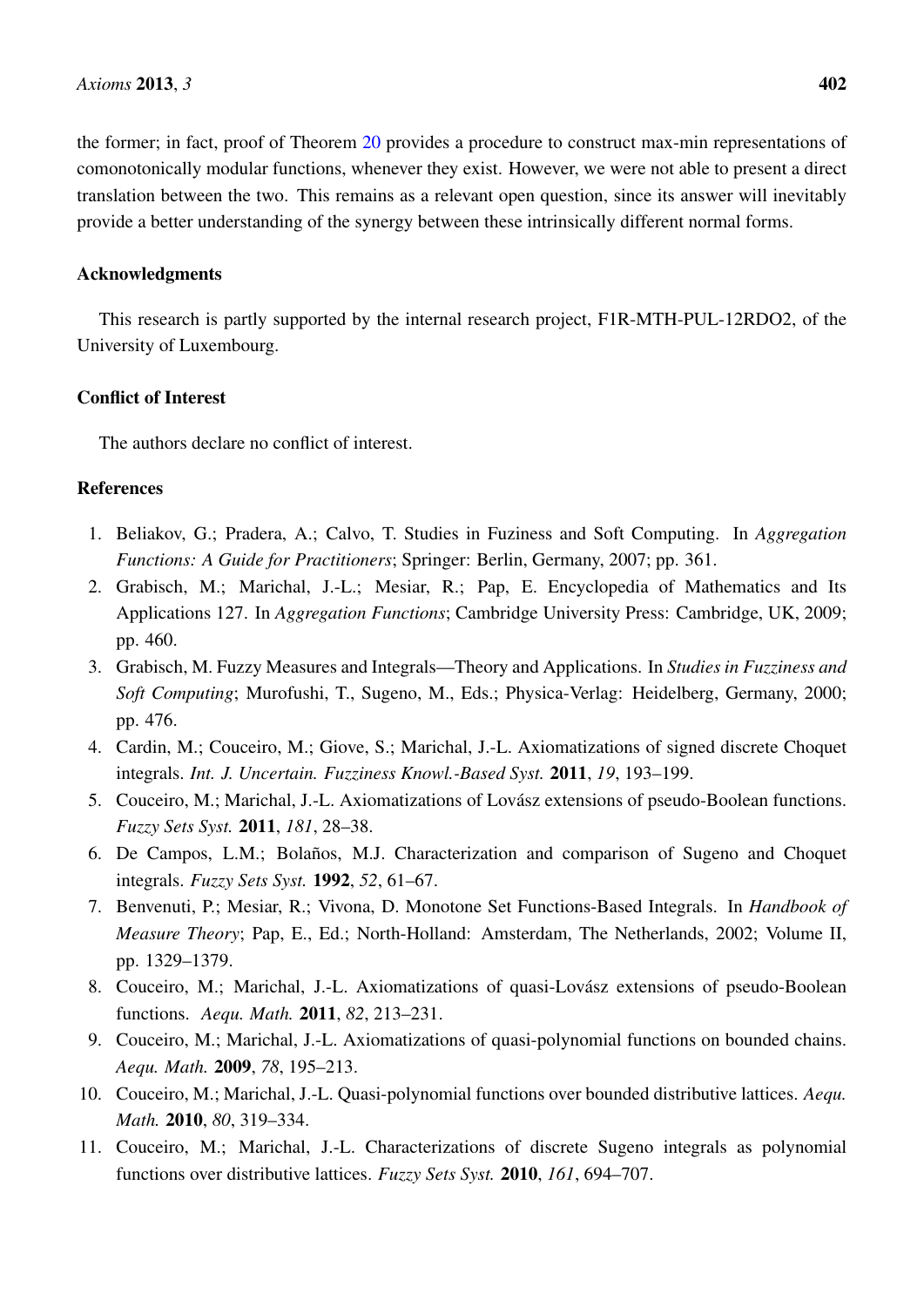the former; in fact, proof of Theorem 20 provides a procedure to construct max-min representations of comonotonically modular functions, whenever they exist. However, we were not able to present a direct translation between the two. This remains as a relevant open question, since its answer will inevitably provide a better understanding of the synergy between these intrinsically different normal forms.

## Acknowledgments

This research is partly supported by the internal research project, F1R-MTH-PUL-12RDO2, of the University of Luxembourg.

## Conflict of Interest

The authors declare no conflict of interest.

## References

1. Beliakov, G.; Pradera, A.; Calvo, T. Studies in Fuziness and Soft Computing. In *Aggregation Functions: A Guide for Practitioners*; Springer: Berlin, Germany, 2007; pp. 361.
2. Grabisch, M.; Marichal, J.-L.; Mesiar, R.; Pap, E. Encyclopedia of Mathematics and Its Applications 127. In *Aggregation Functions*; Cambridge University Press: Cambridge, UK, 2009; pp. 460.
3. Grabisch, M. Fuzzy Measures and Integrals—Theory and Applications. In *Studies in Fuzziness and Soft Computing*; Murofushi, T., Sugeno, M., Eds.; Physica-Verlag: Heidelberg, Germany, 2000; pp. 476.
4. Cardin, M.; Couceiro, M.; Giove, S.; Marichal, J.-L. Axiomatizations of signed discrete Choquet integrals. *Int. J. Uncertain. Fuzziness Knowl.-Based Syst.* **2011**, *19*, 193–199.
5. Couceiro, M.; Marichal, J.-L. Axiomatizations of Lovász extensions of pseudo-Boolean functions. *Fuzzy Sets Syst.* **2011**, *181*, 28–38.
6. De Campos, L.M.; Bolaños, M.J. Characterization and comparison of Sugeno and Choquet integrals. *Fuzzy Sets Syst.* **1992**, *52*, 61–67.
7. Benvenuti, P.; Mesiar, R.; Vivona, D. Monotone Set Functions-Based Integrals. In *Handbook of Measure Theory*; Pap, E., Ed.; North-Holland: Amsterdam, The Netherlands, 2002; Volume II, pp. 1329–1379.
8. Couceiro, M.; Marichal, J.-L. Axiomatizations of quasi-Lovász extensions of pseudo-Boolean functions. *Aequ. Math.* **2011**, *82*, 213–231.
9. Couceiro, M.; Marichal, J.-L. Axiomatizations of quasi-polynomial functions on bounded chains. *Aequ. Math.* **2009**, *78*, 195–213.
10. Couceiro, M.; Marichal, J.-L. Quasi-polynomial functions over bounded distributive lattices. *Aequ. Math.* **2010**, *80*, 319–334.
11. Couceiro, M.; Marichal, J.-L. Characterizations of discrete Sugeno integrals as polynomial functions over distributive lattices. *Fuzzy Sets Syst.* **2010**, *161*, 694–707.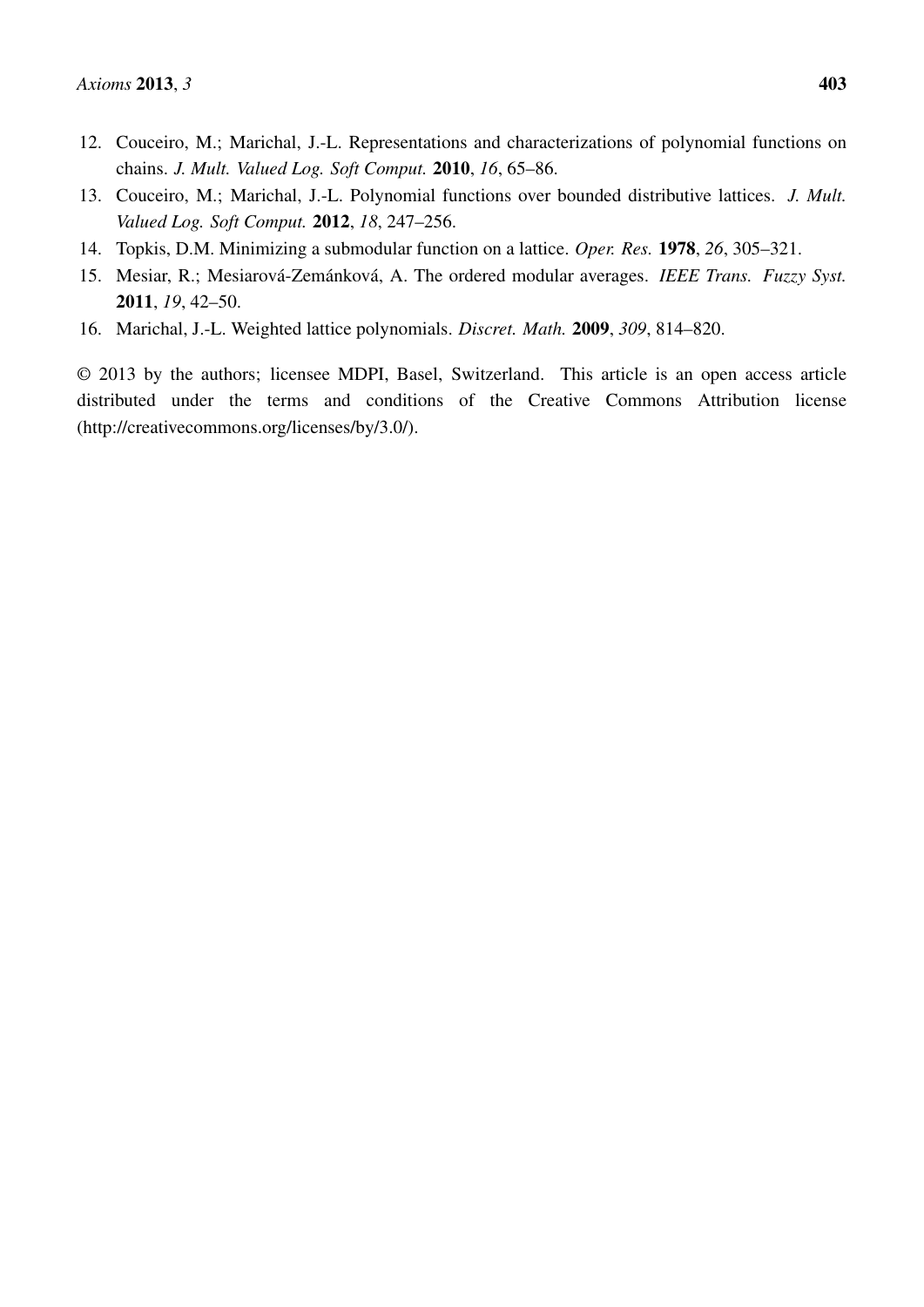12. Couceiro, M.; Marichal, J.-L. Representations and characterizations of polynomial functions on chains. *J. Mult. Valued Log. Soft Comput.* **2010**, *16*, 65–86.
13. Couceiro, M.; Marichal, J.-L. Polynomial functions over bounded distributive lattices. *J. Mult. Valued Log. Soft Comput.* **2012**, *18*, 247–256.
14. Topkis, D.M. Minimizing a submodular function on a lattice. *Oper. Res.* **1978**, *26*, 305–321.
15. Mesiar, R.; Mesiarová-Zemánková, A. The ordered modular averages. *IEEE Trans. Fuzzy Syst.* **2011**, *19*, 42–50.
16. Marichal, J.-L. Weighted lattice polynomials. *Discret. Math.* **2009**, *309*, 814–820.

© 2013 by the authors; licensee MDPI, Basel, Switzerland. This article is an open access article distributed under the terms and conditions of the Creative Commons Attribution license (http://creativecommons.org/licenses/by/3.0/).